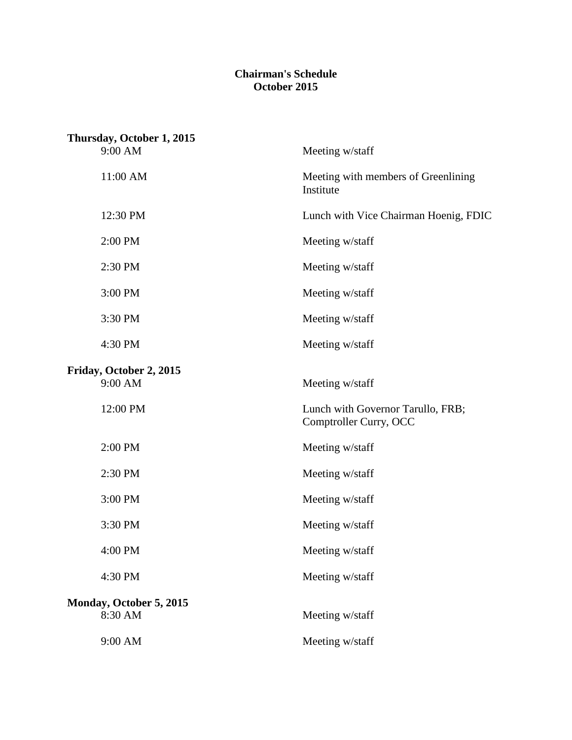# Chairman's Schedule
## October 2015

**Thursday, October 1, 2015**

| | |
|---|---|
| 9:00 AM | Meeting w/staff |
| 11:00 AM | Meeting with members of Greenlining Institute |
| 12:30 PM | Lunch with Vice Chairman Hoenig, FDIC |
| 2:00 PM | Meeting w/staff |
| 2:30 PM | Meeting w/staff |
| 3:00 PM | Meeting w/staff |
| 3:30 PM | Meeting w/staff |
| 4:30 PM | Meeting w/staff |

**Friday, October 2, 2015**

| | |
|---|---|
| 9:00 AM | Meeting w/staff |
| 12:00 PM | Lunch with Governor Tarullo, FRB; Comptroller Curry, OCC |
| 2:00 PM | Meeting w/staff |
| 2:30 PM | Meeting w/staff |
| 3:00 PM | Meeting w/staff |
| 3:30 PM | Meeting w/staff |
| 4:00 PM | Meeting w/staff |
| 4:30 PM | Meeting w/staff |

**Monday, October 5, 2015**

| | |
|---|---|
| 8:30 AM | Meeting w/staff |
| 9:00 AM | Meeting w/staff |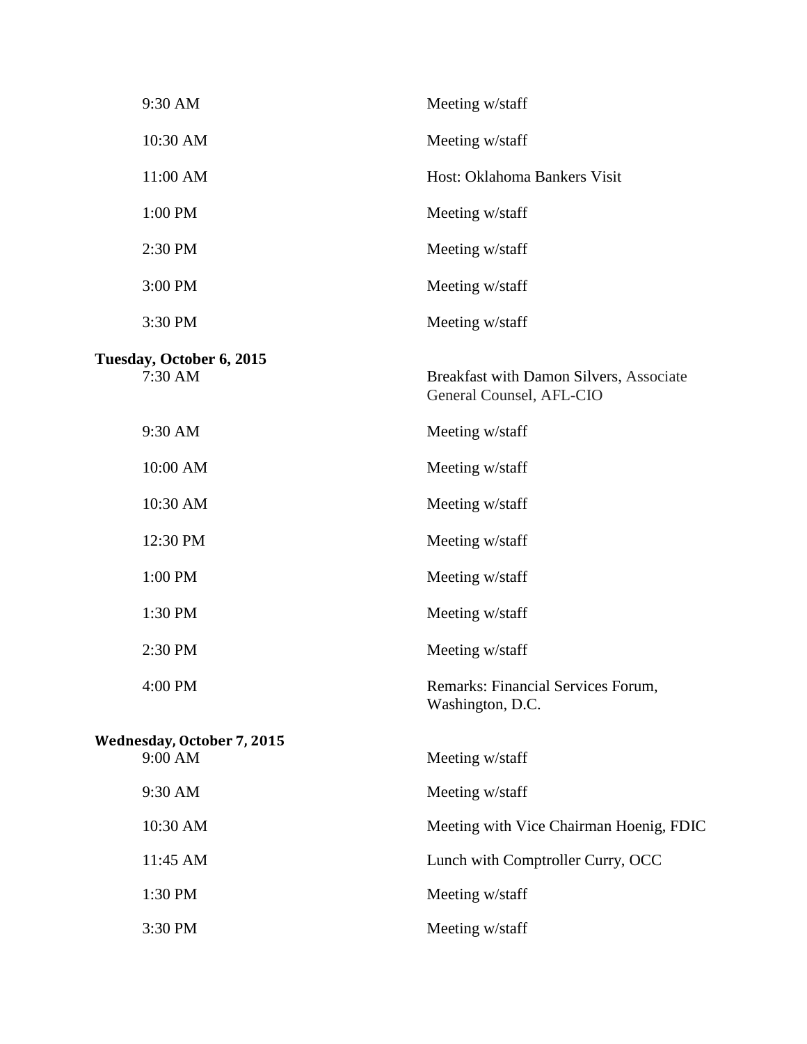| | |
|---|---|
| 9:30 AM | Meeting w/staff |
| 10:30 AM | Meeting w/staff |
| 11:00 AM | Host: Oklahoma Bankers Visit |
| 1:00 PM | Meeting w/staff |
| 2:30 PM | Meeting w/staff |
| 3:00 PM | Meeting w/staff |
| 3:30 PM | Meeting w/staff |

**Tuesday, October 6, 2015**

| | |
|---|---|
| 7:30 AM | Breakfast with Damon Silvers, Associate General Counsel, AFL-CIO |
| 9:30 AM | Meeting w/staff |
| 10:00 AM | Meeting w/staff |
| 10:30 AM | Meeting w/staff |
| 12:30 PM | Meeting w/staff |
| 1:00 PM | Meeting w/staff |
| 1:30 PM | Meeting w/staff |
| 2:30 PM | Meeting w/staff |
| 4:00 PM | Remarks: Financial Services Forum, Washington, D.C. |

**Wednesday, October 7, 2015**

| | |
|---|---|
| 9:00 AM | Meeting w/staff |
| 9:30 AM | Meeting w/staff |
| 10:30 AM | Meeting with Vice Chairman Hoenig, FDIC |
| 11:45 AM | Lunch with Comptroller Curry, OCC |
| 1:30 PM | Meeting w/staff |
| 3:30 PM | Meeting w/staff |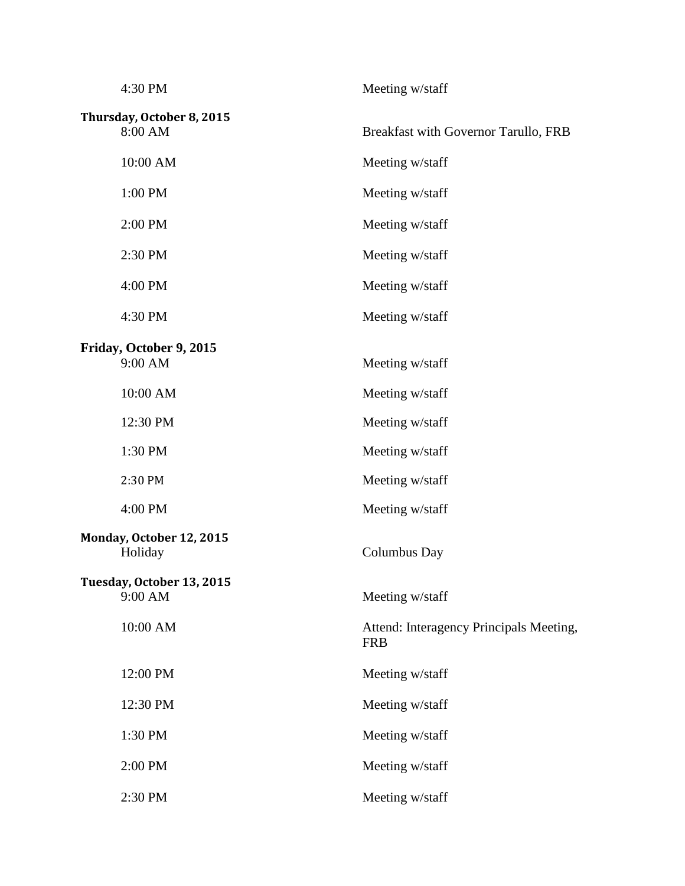4:30 PM Meeting w/staff

**Thursday, October 8, 2015**

| | |
|---|---|
| 8:00 AM | Breakfast with Governor Tarullo, FRB |
| 10:00 AM | Meeting w/staff |
| 1:00 PM | Meeting w/staff |
| 2:00 PM | Meeting w/staff |
| 2:30 PM | Meeting w/staff |
| 4:00 PM | Meeting w/staff |
| 4:30 PM | Meeting w/staff |

**Friday, October 9, 2015**

| | |
|---|---|
| 9:00 AM | Meeting w/staff |
| 10:00 AM | Meeting w/staff |
| 12:30 PM | Meeting w/staff |
| 1:30 PM | Meeting w/staff |
| 2:30 PM | Meeting w/staff |
| 4:00 PM | Meeting w/staff |

**Monday, October 12, 2015**

| | |
|---|---|
| Holiday | Columbus Day |

**Tuesday, October 13, 2015**

| | |
|---|---|
| 9:00 AM | Meeting w/staff |
| 10:00 AM | Attend: Interagency Principals Meeting, FRB |
| 12:00 PM | Meeting w/staff |
| 12:30 PM | Meeting w/staff |
| 1:30 PM | Meeting w/staff |
| 2:00 PM | Meeting w/staff |
| 2:30 PM | Meeting w/staff |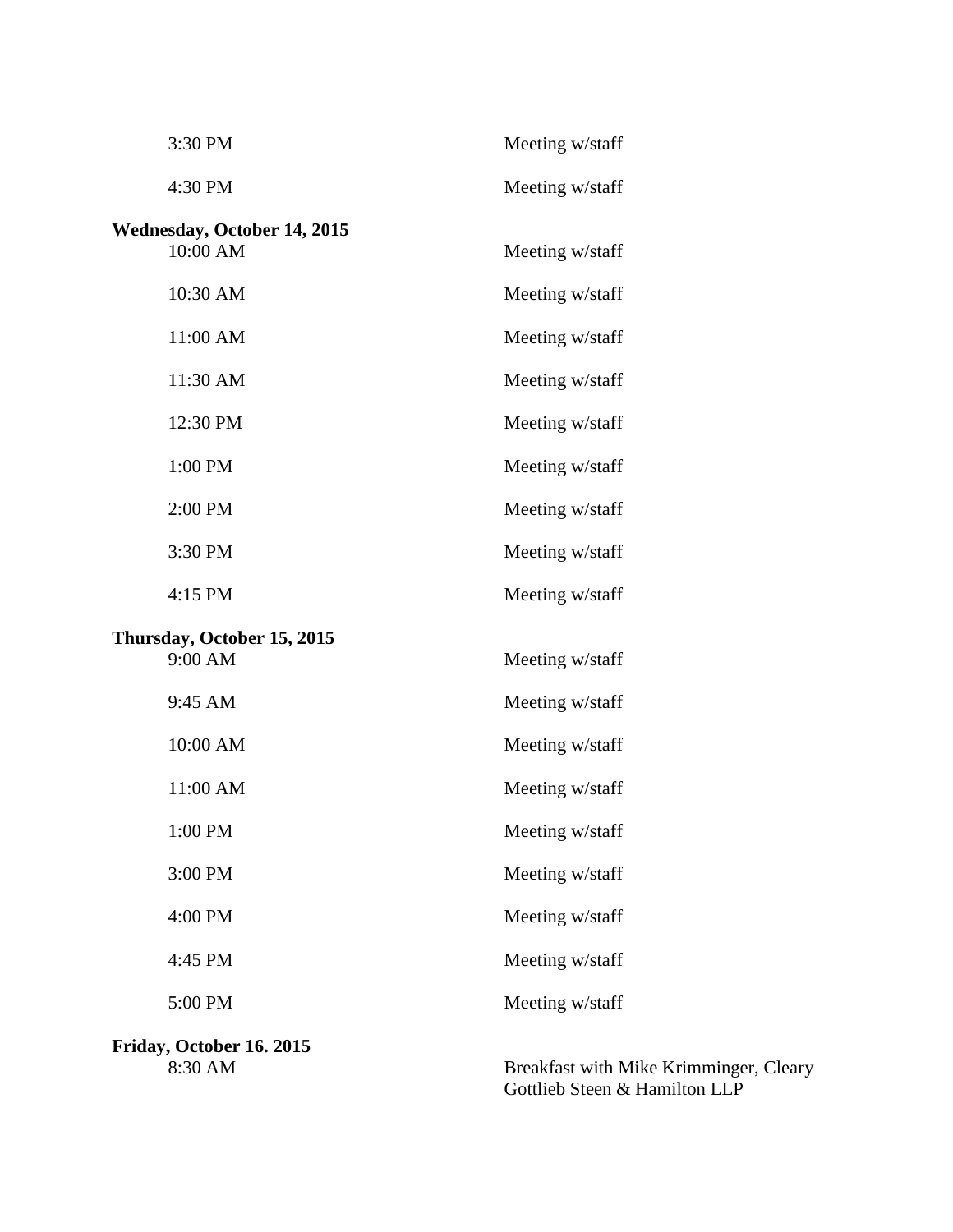| | |
|---|---|
| 3:30 PM | Meeting w/staff |
| 4:30 PM | Meeting w/staff |

**Wednesday, October 14, 2015**

| | |
|---|---|
| 10:00 AM | Meeting w/staff |
| 10:30 AM | Meeting w/staff |
| 11:00 AM | Meeting w/staff |
| 11:30 AM | Meeting w/staff |
| 12:30 PM | Meeting w/staff |
| 1:00 PM | Meeting w/staff |
| 2:00 PM | Meeting w/staff |
| 3:30 PM | Meeting w/staff |
| 4:15 PM | Meeting w/staff |

**Thursday, October 15, 2015**

| | |
|---|---|
| 9:00 AM | Meeting w/staff |
| 9:45 AM | Meeting w/staff |
| 10:00 AM | Meeting w/staff |
| 11:00 AM | Meeting w/staff |
| 1:00 PM | Meeting w/staff |
| 3:00 PM | Meeting w/staff |
| 4:00 PM | Meeting w/staff |
| 4:45 PM | Meeting w/staff |
| 5:00 PM | Meeting w/staff |

**Friday, October 16. 2015**

| | |
|---|---|
| 8:30 AM | Breakfast with Mike Krimminger, Cleary Gottlieb Steen & Hamilton LLP |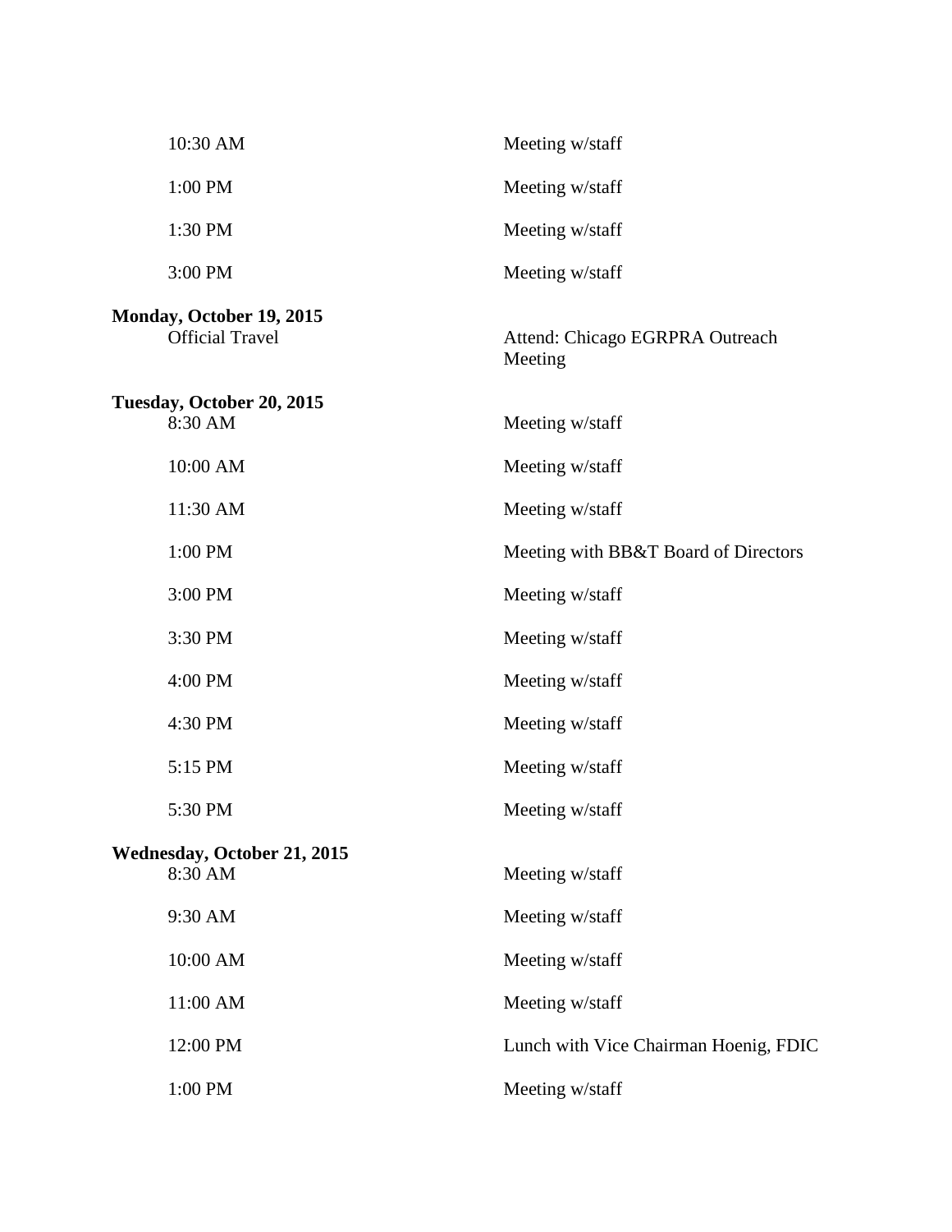| | |
|---|---|
| 10:30 AM | Meeting w/staff |
| 1:00 PM | Meeting w/staff |
| 1:30 PM | Meeting w/staff |
| 3:00 PM | Meeting w/staff |

**Monday, October 19, 2015**

| | |
|---|---|
| Official Travel | Attend: Chicago EGRPRA Outreach Meeting |

**Tuesday, October 20, 2015**

| | |
|---|---|
| 8:30 AM | Meeting w/staff |
| 10:00 AM | Meeting w/staff |
| 11:30 AM | Meeting w/staff |
| 1:00 PM | Meeting with BB&T Board of Directors |
| 3:00 PM | Meeting w/staff |
| 3:30 PM | Meeting w/staff |
| 4:00 PM | Meeting w/staff |
| 4:30 PM | Meeting w/staff |
| 5:15 PM | Meeting w/staff |
| 5:30 PM | Meeting w/staff |

**Wednesday, October 21, 2015**

| | |
|---|---|
| 8:30 AM | Meeting w/staff |
| 9:30 AM | Meeting w/staff |
| 10:00 AM | Meeting w/staff |
| 11:00 AM | Meeting w/staff |
| 12:00 PM | Lunch with Vice Chairman Hoenig, FDIC |
| 1:00 PM | Meeting w/staff |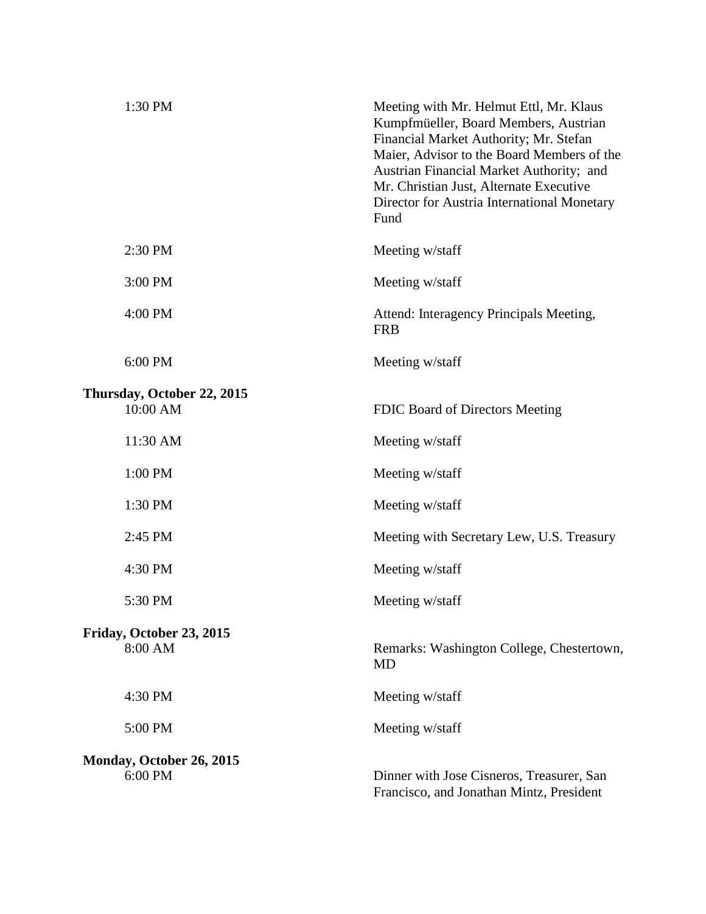| | |
|---|---|
| 1:30 PM | Meeting with Mr. Helmut Ettl, Mr. Klaus Kumpfmüeller, Board Members, Austrian Financial Market Authority; Mr. Stefan Maier, Advisor to the Board Members of the Austrian Financial Market Authority; and Mr. Christian Just, Alternate Executive Director for Austria International Monetary Fund |
| 2:30 PM | Meeting w/staff |
| 3:00 PM | Meeting w/staff |
| 4:00 PM | Attend: Interagency Principals Meeting, FRB |
| 6:00 PM | Meeting w/staff |

**Thursday, October 22, 2015**

| | |
|---|---|
| 10:00 AM | FDIC Board of Directors Meeting |
| 11:30 AM | Meeting w/staff |
| 1:00 PM | Meeting w/staff |
| 1:30 PM | Meeting w/staff |
| 2:45 PM | Meeting with Secretary Lew, U.S. Treasury |
| 4:30 PM | Meeting w/staff |
| 5:30 PM | Meeting w/staff |

**Friday, October 23, 2015**

| | |
|---|---|
| 8:00 AM | Remarks: Washington College, Chestertown, MD |
| 4:30 PM | Meeting w/staff |
| 5:00 PM | Meeting w/staff |

**Monday, October 26, 2015**

| | |
|---|---|
| 6:00 PM | Dinner with Jose Cisneros, Treasurer, San Francisco, and Jonathan Mintz, President |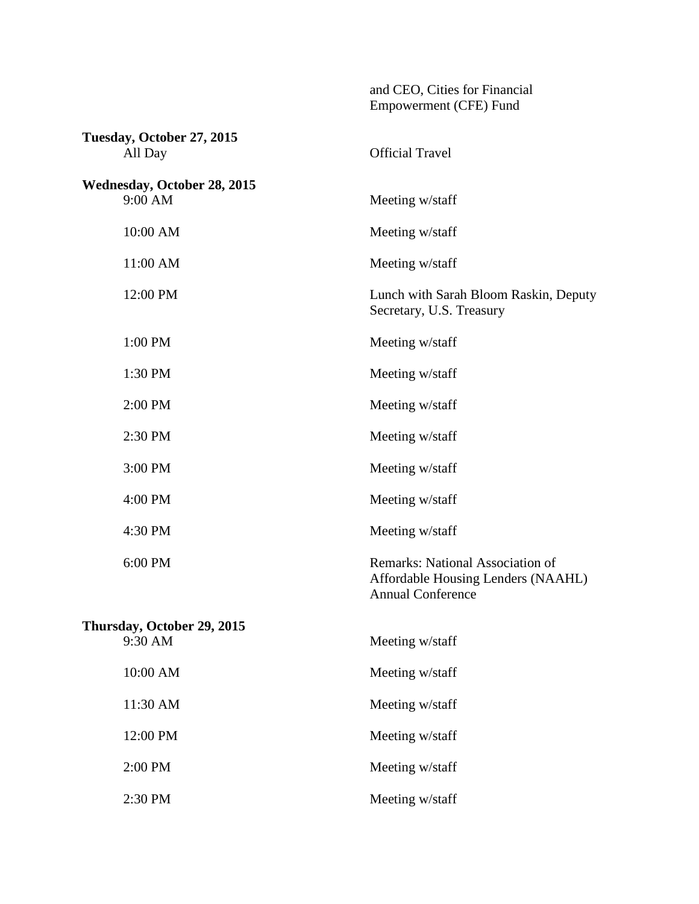and CEO, Cities for Financial Empowerment (CFE) Fund

**Tuesday, October 27, 2015**

| | |
|---|---|
| All Day | Official Travel |

**Wednesday, October 28, 2015**

| | |
|---|---|
| 9:00 AM | Meeting w/staff |
| 10:00 AM | Meeting w/staff |
| 11:00 AM | Meeting w/staff |
| 12:00 PM | Lunch with Sarah Bloom Raskin, Deputy Secretary, U.S. Treasury |
| 1:00 PM | Meeting w/staff |
| 1:30 PM | Meeting w/staff |
| 2:00 PM | Meeting w/staff |
| 2:30 PM | Meeting w/staff |
| 3:00 PM | Meeting w/staff |
| 4:00 PM | Meeting w/staff |
| 4:30 PM | Meeting w/staff |
| 6:00 PM | Remarks: National Association of Affordable Housing Lenders (NAAHL) Annual Conference |

**Thursday, October 29, 2015**

| | |
|---|---|
| 9:30 AM | Meeting w/staff |
| 10:00 AM | Meeting w/staff |
| 11:30 AM | Meeting w/staff |
| 12:00 PM | Meeting w/staff |
| 2:00 PM | Meeting w/staff |
| 2:30 PM | Meeting w/staff |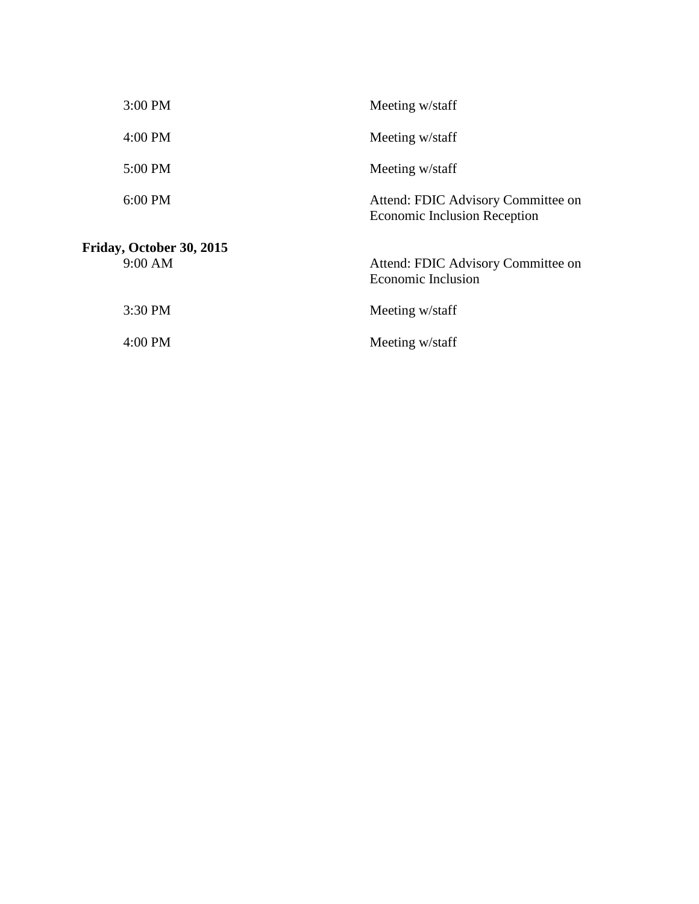| | |
|---|---|
| 3:00 PM | Meeting w/staff |
| 4:00 PM | Meeting w/staff |
| 5:00 PM | Meeting w/staff |
| 6:00 PM | Attend: FDIC Advisory Committee on Economic Inclusion Reception |

**Friday, October 30, 2015**

| | |
|---|---|
| 9:00 AM | Attend: FDIC Advisory Committee on Economic Inclusion |
| 3:30 PM | Meeting w/staff |
| 4:00 PM | Meeting w/staff |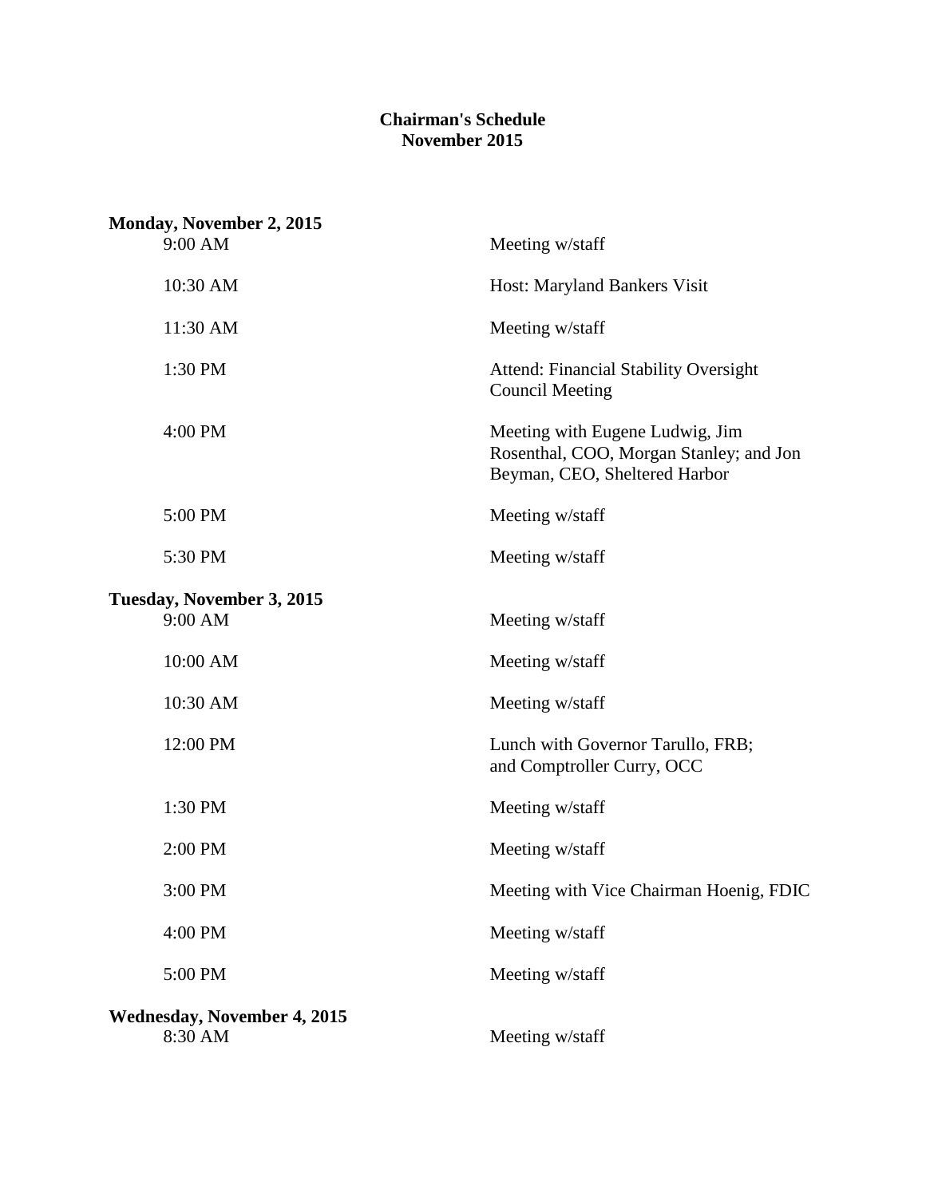# Chairman's Schedule
## November 2015

**Monday, November 2, 2015**

| | |
|---|---|
| 9:00 AM | Meeting w/staff |
| 10:30 AM | Host: Maryland Bankers Visit |
| 11:30 AM | Meeting w/staff |
| 1:30 PM | Attend: Financial Stability Oversight Council Meeting |
| 4:00 PM | Meeting with Eugene Ludwig, Jim Rosenthal, COO, Morgan Stanley; and Jon Beyman, CEO, Sheltered Harbor |
| 5:00 PM | Meeting w/staff |
| 5:30 PM | Meeting w/staff |

**Tuesday, November 3, 2015**

| | |
|---|---|
| 9:00 AM | Meeting w/staff |
| 10:00 AM | Meeting w/staff |
| 10:30 AM | Meeting w/staff |
| 12:00 PM | Lunch with Governor Tarullo, FRB; and Comptroller Curry, OCC |
| 1:30 PM | Meeting w/staff |
| 2:00 PM | Meeting w/staff |
| 3:00 PM | Meeting with Vice Chairman Hoenig, FDIC |
| 4:00 PM | Meeting w/staff |
| 5:00 PM | Meeting w/staff |

**Wednesday, November 4, 2015**

| | |
|---|---|
| 8:30 AM | Meeting w/staff |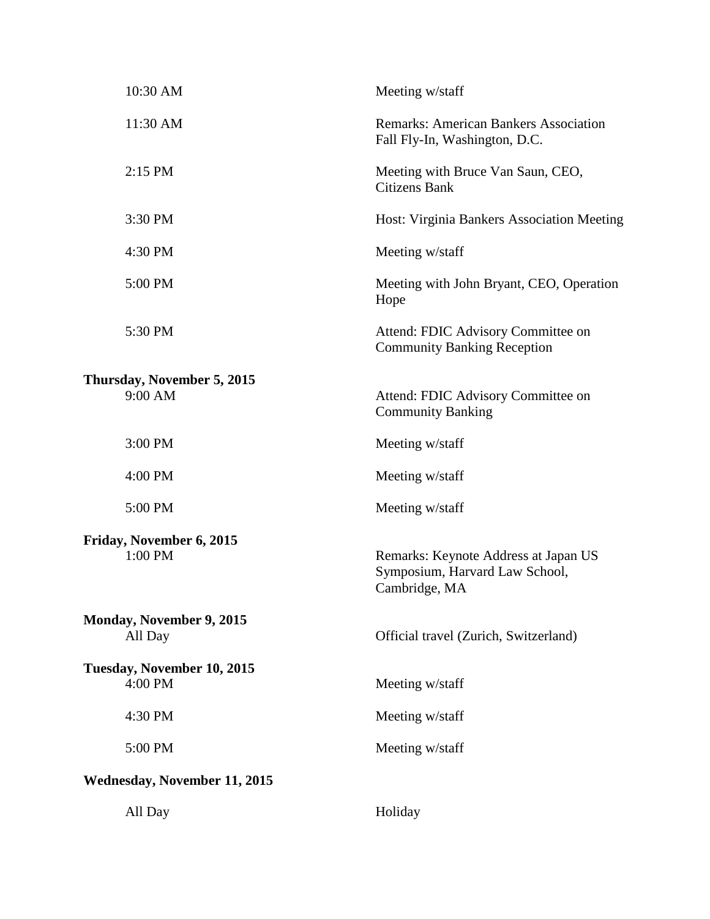| | |
|---|---|
| 10:30 AM | Meeting w/staff |
| 11:30 AM | Remarks: American Bankers Association Fall Fly-In, Washington, D.C. |
| 2:15 PM | Meeting with Bruce Van Saun, CEO, Citizens Bank |
| 3:30 PM | Host: Virginia Bankers Association Meeting |
| 4:30 PM | Meeting w/staff |
| 5:00 PM | Meeting with John Bryant, CEO, Operation Hope |
| 5:30 PM | Attend: FDIC Advisory Committee on Community Banking Reception |

**Thursday, November 5, 2015**

| | |
|---|---|
| 9:00 AM | Attend: FDIC Advisory Committee on Community Banking |
| 3:00 PM | Meeting w/staff |
| 4:00 PM | Meeting w/staff |
| 5:00 PM | Meeting w/staff |

**Friday, November 6, 2015**

| | |
|---|---|
| 1:00 PM | Remarks: Keynote Address at Japan US Symposium, Harvard Law School, Cambridge, MA |

**Monday, November 9, 2015**

| | |
|---|---|
| All Day | Official travel (Zurich, Switzerland) |

**Tuesday, November 10, 2015**

| | |
|---|---|
| 4:00 PM | Meeting w/staff |
| 4:30 PM | Meeting w/staff |
| 5:00 PM | Meeting w/staff |

**Wednesday, November 11, 2015**

| | |
|---|---|
| All Day | Holiday |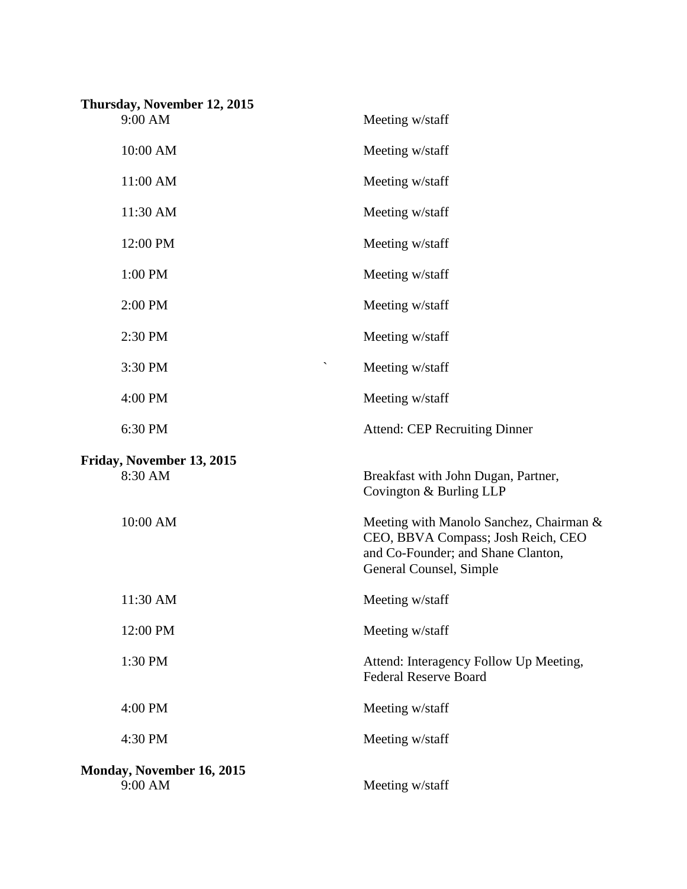**Thursday, November 12, 2015**

| | |
|---|---|
| 9:00 AM | Meeting w/staff |
| 10:00 AM | Meeting w/staff |
| 11:00 AM | Meeting w/staff |
| 11:30 AM | Meeting w/staff |
| 12:00 PM | Meeting w/staff |
| 1:00 PM | Meeting w/staff |
| 2:00 PM | Meeting w/staff |
| 2:30 PM | Meeting w/staff |
| 3:30 PM | Meeting w/staff |
| 4:00 PM | Meeting w/staff |
| 6:30 PM | Attend: CEP Recruiting Dinner |

**Friday, November 13, 2015**

| | |
|---|---|
| 8:30 AM | Breakfast with John Dugan, Partner, Covington & Burling LLP |
| 10:00 AM | Meeting with Manolo Sanchez, Chairman & CEO, BBVA Compass; Josh Reich, CEO and Co-Founder; and Shane Clanton, General Counsel, Simple |
| 11:30 AM | Meeting w/staff |
| 12:00 PM | Meeting w/staff |
| 1:30 PM | Attend: Interagency Follow Up Meeting, Federal Reserve Board |
| 4:00 PM | Meeting w/staff |
| 4:30 PM | Meeting w/staff |

**Monday, November 16, 2015**

| | |
|---|---|
| 9:00 AM | Meeting w/staff |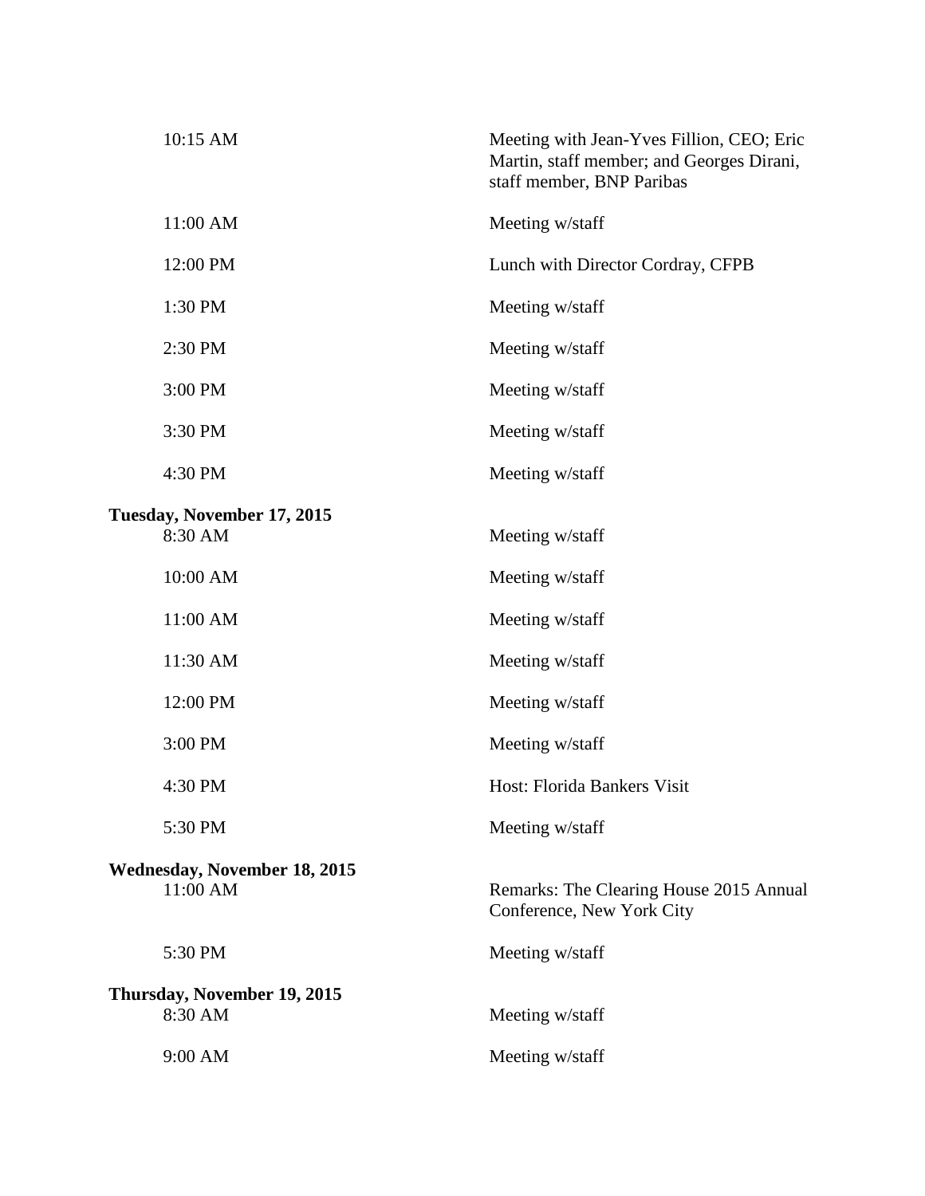| | |
|---|---|
| 10:15 AM | Meeting with Jean-Yves Fillion, CEO; Eric Martin, staff member; and Georges Dirani, staff member, BNP Paribas |
| 11:00 AM | Meeting w/staff |
| 12:00 PM | Lunch with Director Cordray, CFPB |
| 1:30 PM | Meeting w/staff |
| 2:30 PM | Meeting w/staff |
| 3:00 PM | Meeting w/staff |
| 3:30 PM | Meeting w/staff |
| 4:30 PM | Meeting w/staff |

**Tuesday, November 17, 2015**

| | |
|---|---|
| 8:30 AM | Meeting w/staff |
| 10:00 AM | Meeting w/staff |
| 11:00 AM | Meeting w/staff |
| 11:30 AM | Meeting w/staff |
| 12:00 PM | Meeting w/staff |
| 3:00 PM | Meeting w/staff |
| 4:30 PM | Host: Florida Bankers Visit |
| 5:30 PM | Meeting w/staff |

**Wednesday, November 18, 2015**

| | |
|---|---|
| 11:00 AM | Remarks: The Clearing House 2015 Annual Conference, New York City |
| 5:30 PM | Meeting w/staff |

**Thursday, November 19, 2015**

| | |
|---|---|
| 8:30 AM | Meeting w/staff |
| 9:00 AM | Meeting w/staff |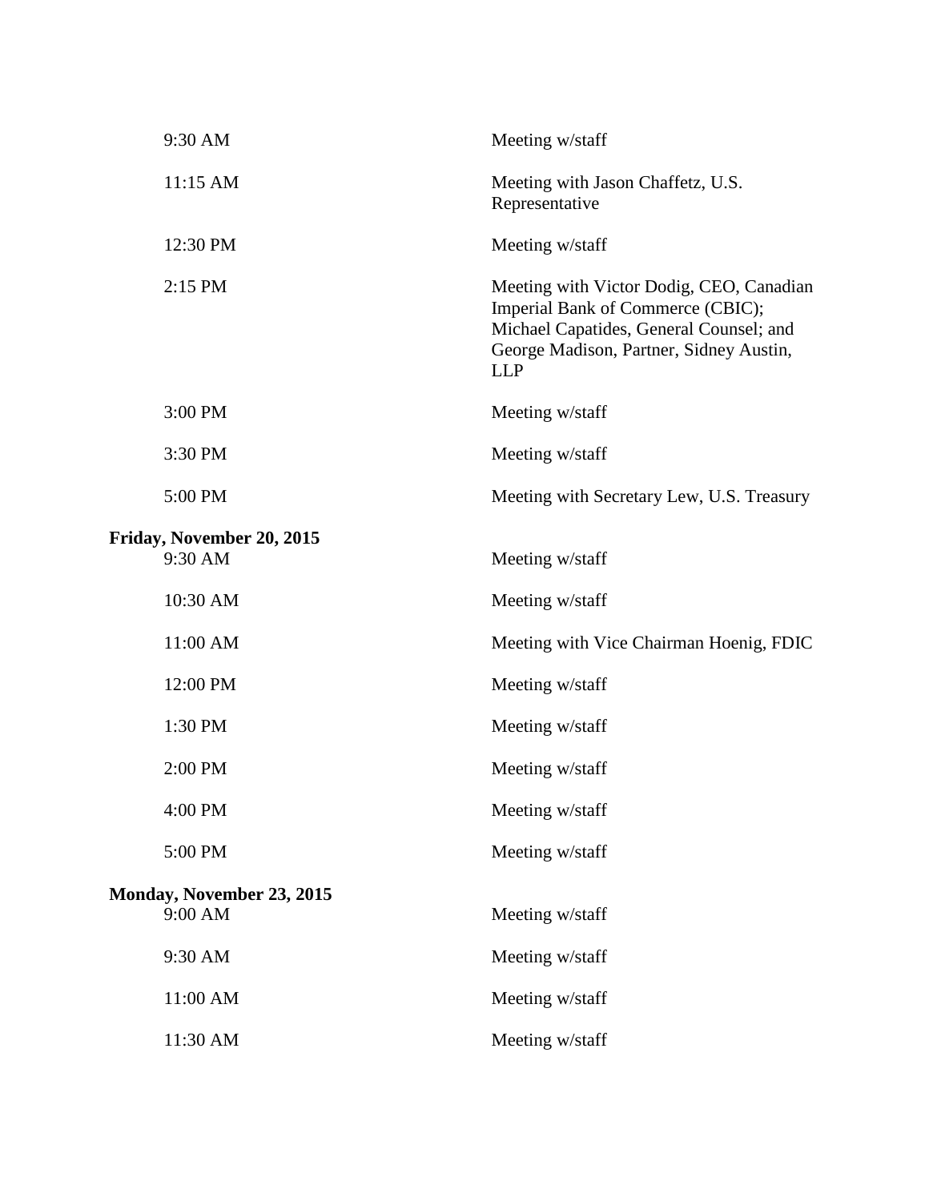| | |
|---|---|
| 9:30 AM | Meeting w/staff |
| 11:15 AM | Meeting with Jason Chaffetz, U.S. Representative |
| 12:30 PM | Meeting w/staff |
| 2:15 PM | Meeting with Victor Dodig, CEO, Canadian Imperial Bank of Commerce (CBIC); Michael Capatides, General Counsel; and George Madison, Partner, Sidney Austin, LLP |
| 3:00 PM | Meeting w/staff |
| 3:30 PM | Meeting w/staff |
| 5:00 PM | Meeting with Secretary Lew, U.S. Treasury |

**Friday, November 20, 2015**

| | |
|---|---|
| 9:30 AM | Meeting w/staff |
| 10:30 AM | Meeting w/staff |
| 11:00 AM | Meeting with Vice Chairman Hoenig, FDIC |
| 12:00 PM | Meeting w/staff |
| 1:30 PM | Meeting w/staff |
| 2:00 PM | Meeting w/staff |
| 4:00 PM | Meeting w/staff |
| 5:00 PM | Meeting w/staff |

**Monday, November 23, 2015**

| | |
|---|---|
| 9:00 AM | Meeting w/staff |
| 9:30 AM | Meeting w/staff |
| 11:00 AM | Meeting w/staff |
| 11:30 AM | Meeting w/staff |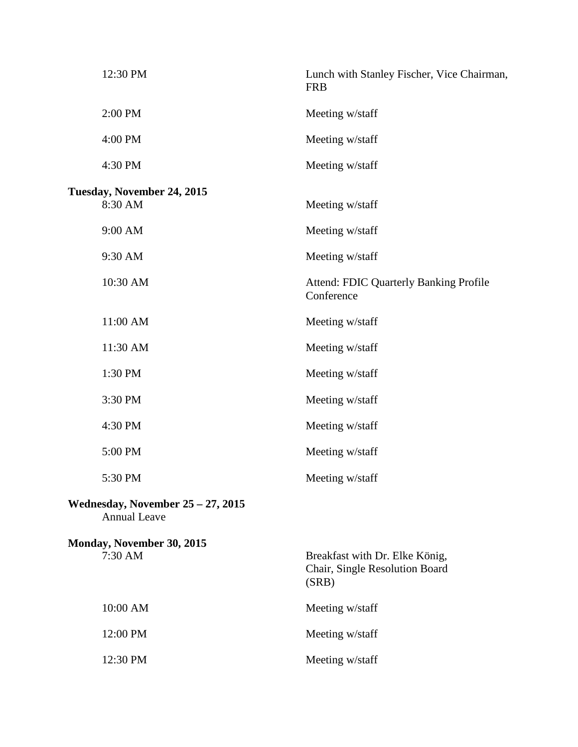| | |
|---|---|
| 12:30 PM | Lunch with Stanley Fischer, Vice Chairman, FRB |
| 2:00 PM | Meeting w/staff |
| 4:00 PM | Meeting w/staff |
| 4:30 PM | Meeting w/staff |

**Tuesday, November 24, 2015**

| | |
|---|---|
| 8:30 AM | Meeting w/staff |
| 9:00 AM | Meeting w/staff |
| 9:30 AM | Meeting w/staff |
| 10:30 AM | Attend: FDIC Quarterly Banking Profile Conference |
| 11:00 AM | Meeting w/staff |
| 11:30 AM | Meeting w/staff |
| 1:30 PM | Meeting w/staff |
| 3:30 PM | Meeting w/staff |
| 4:30 PM | Meeting w/staff |
| 5:00 PM | Meeting w/staff |
| 5:30 PM | Meeting w/staff |

**Wednesday, November 25 – 27, 2015**

Annual Leave

**Monday, November 30, 2015**

| | |
|---|---|
| 7:30 AM | Breakfast with Dr. Elke König, Chair, Single Resolution Board (SRB) |
| 10:00 AM | Meeting w/staff |
| 12:00 PM | Meeting w/staff |
| 12:30 PM | Meeting w/staff |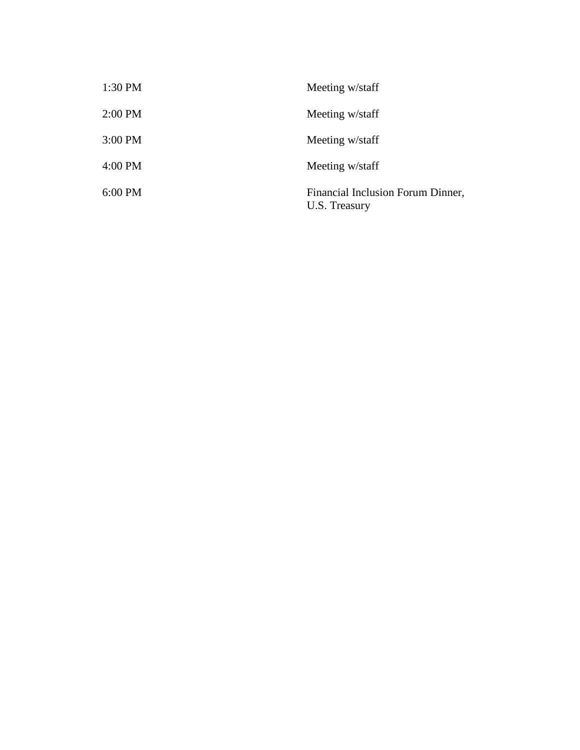| | |
|---|---|
| 1:30 PM | Meeting w/staff |
| 2:00 PM | Meeting w/staff |
| 3:00 PM | Meeting w/staff |
| 4:00 PM | Meeting w/staff |
| 6:00 PM | Financial Inclusion Forum Dinner, U.S. Treasury |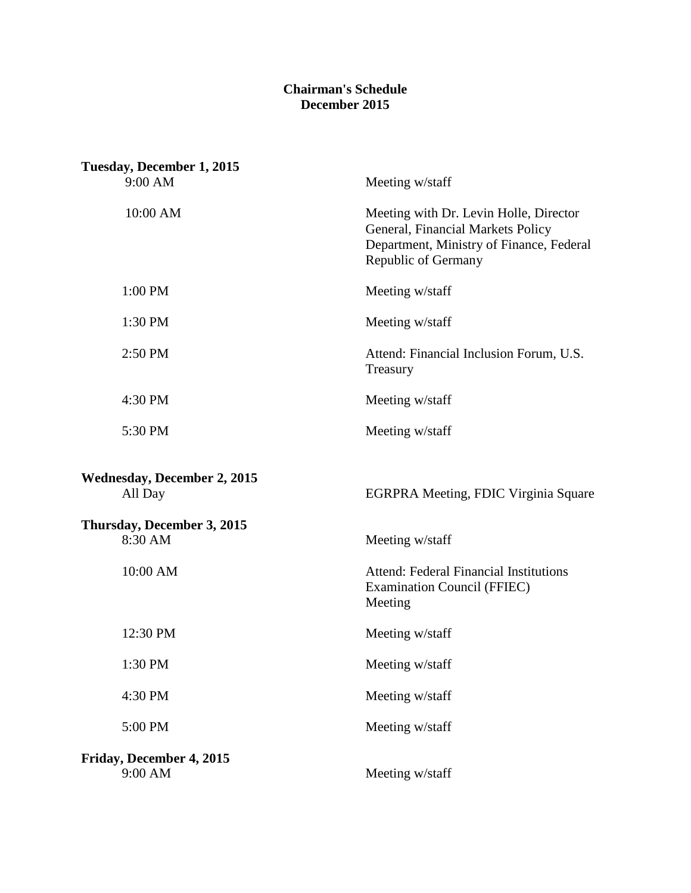**Chairman's Schedule**
**December 2015**

**Tuesday, December 1, 2015**

| | |
|---|---|
| 9:00 AM | Meeting w/staff |
| 10:00 AM | Meeting with Dr. Levin Holle, Director General, Financial Markets Policy Department, Ministry of Finance, Federal Republic of Germany |
| 1:00 PM | Meeting w/staff |
| 1:30 PM | Meeting w/staff |
| 2:50 PM | Attend: Financial Inclusion Forum, U.S. Treasury |
| 4:30 PM | Meeting w/staff |
| 5:30 PM | Meeting w/staff |

**Wednesday, December 2, 2015**

| | |
|---|---|
| All Day | EGRPRA Meeting, FDIC Virginia Square |

**Thursday, December 3, 2015**

| | |
|---|---|
| 8:30 AM | Meeting w/staff |
| 10:00 AM | Attend: Federal Financial Institutions Examination Council (FFIEC) Meeting |
| 12:30 PM | Meeting w/staff |
| 1:30 PM | Meeting w/staff |
| 4:30 PM | Meeting w/staff |
| 5:00 PM | Meeting w/staff |

**Friday, December 4, 2015**

| | |
|---|---|
| 9:00 AM | Meeting w/staff |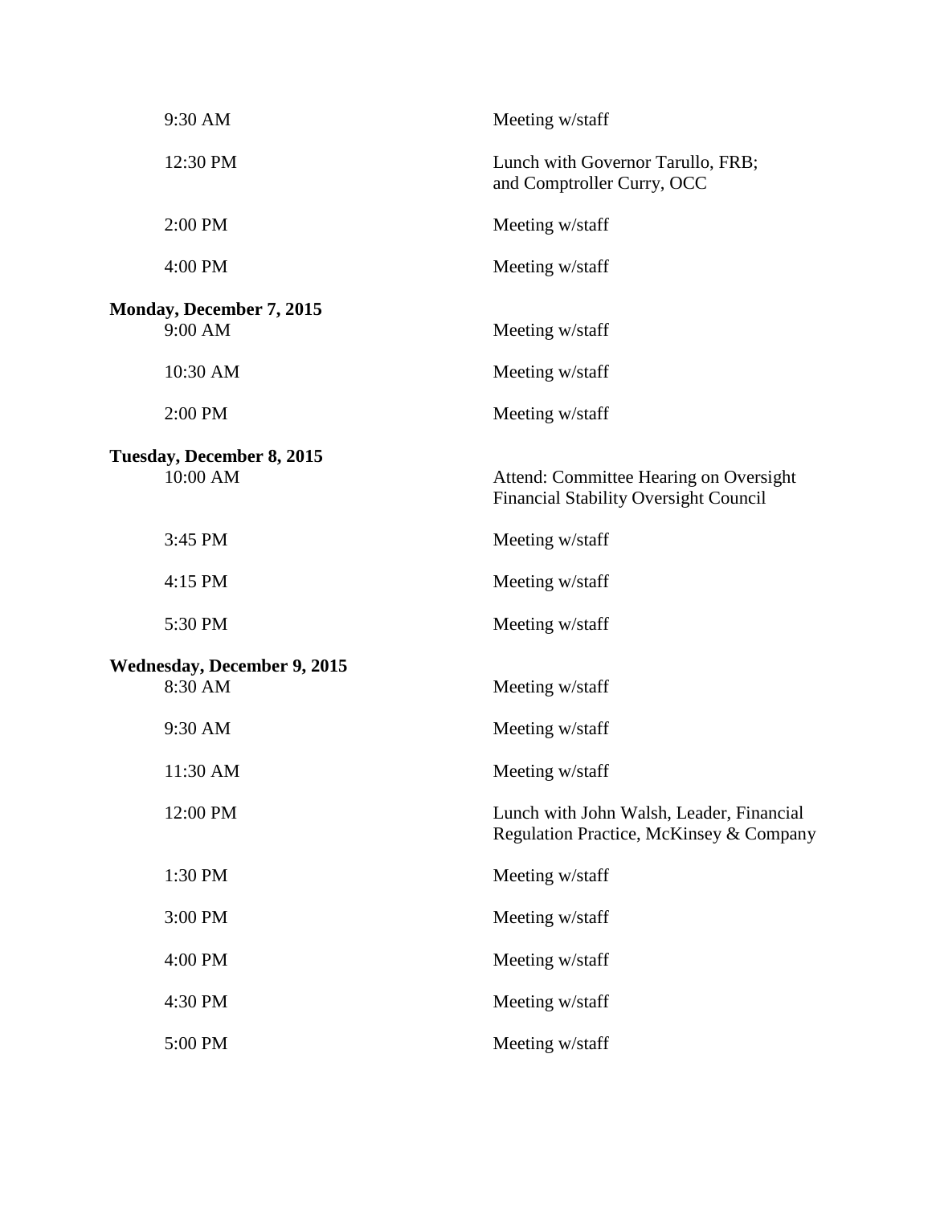| | |
|---|---|
| 9:30 AM | Meeting w/staff |
| 12:30 PM | Lunch with Governor Tarullo, FRB; and Comptroller Curry, OCC |
| 2:00 PM | Meeting w/staff |
| 4:00 PM | Meeting w/staff |

**Monday, December 7, 2015**

| | |
|---|---|
| 9:00 AM | Meeting w/staff |
| 10:30 AM | Meeting w/staff |
| 2:00 PM | Meeting w/staff |

**Tuesday, December 8, 2015**

| | |
|---|---|
| 10:00 AM | Attend: Committee Hearing on Oversight Financial Stability Oversight Council |
| 3:45 PM | Meeting w/staff |
| 4:15 PM | Meeting w/staff |
| 5:30 PM | Meeting w/staff |

**Wednesday, December 9, 2015**

| | |
|---|---|
| 8:30 AM | Meeting w/staff |
| 9:30 AM | Meeting w/staff |
| 11:30 AM | Meeting w/staff |
| 12:00 PM | Lunch with John Walsh, Leader, Financial Regulation Practice, McKinsey & Company |
| 1:30 PM | Meeting w/staff |
| 3:00 PM | Meeting w/staff |
| 4:00 PM | Meeting w/staff |
| 4:30 PM | Meeting w/staff |
| 5:00 PM | Meeting w/staff |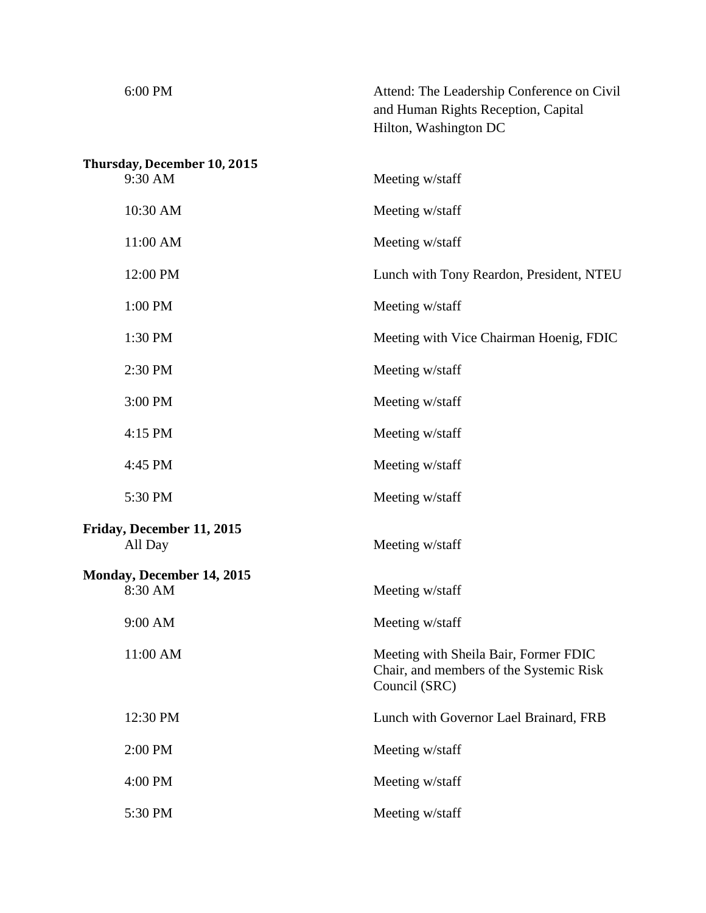| | |
|---|---|
| 6:00 PM | Attend: The Leadership Conference on Civil and Human Rights Reception, Capital Hilton, Washington DC |

**Thursday, December 10, 2015**

| | |
|---|---|
| 9:30 AM | Meeting w/staff |
| 10:30 AM | Meeting w/staff |
| 11:00 AM | Meeting w/staff |
| 12:00 PM | Lunch with Tony Reardon, President, NTEU |
| 1:00 PM | Meeting w/staff |
| 1:30 PM | Meeting with Vice Chairman Hoenig, FDIC |
| 2:30 PM | Meeting w/staff |
| 3:00 PM | Meeting w/staff |
| 4:15 PM | Meeting w/staff |
| 4:45 PM | Meeting w/staff |
| 5:30 PM | Meeting w/staff |

**Friday, December 11, 2015**

| | |
|---|---|
| All Day | Meeting w/staff |

**Monday, December 14, 2015**

| | |
|---|---|
| 8:30 AM | Meeting w/staff |
| 9:00 AM | Meeting w/staff |
| 11:00 AM | Meeting with Sheila Bair, Former FDIC Chair, and members of the Systemic Risk Council (SRC) |
| 12:30 PM | Lunch with Governor Lael Brainard, FRB |
| 2:00 PM | Meeting w/staff |
| 4:00 PM | Meeting w/staff |
| 5:30 PM | Meeting w/staff |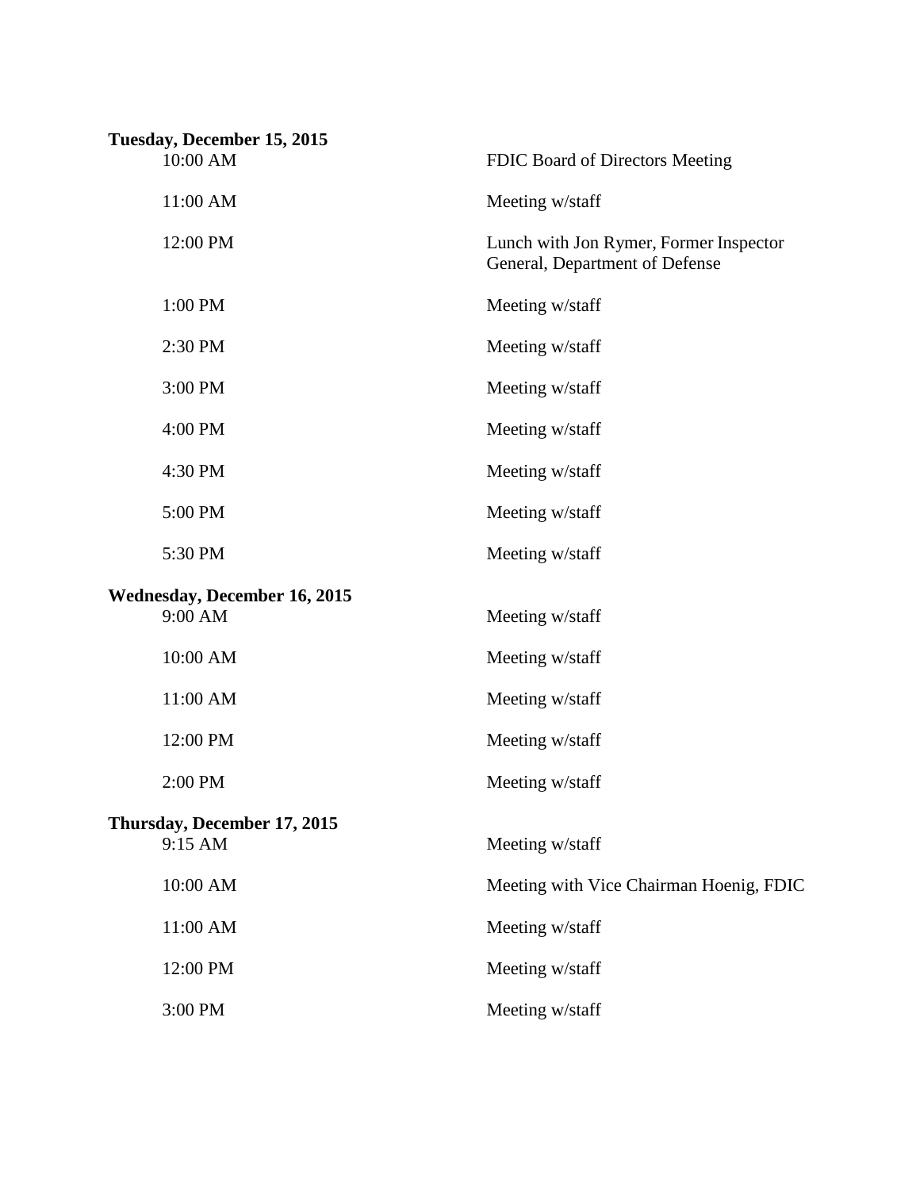**Tuesday, December 15, 2015**

| | |
|---|---|
| 10:00 AM | FDIC Board of Directors Meeting |
| 11:00 AM | Meeting w/staff |
| 12:00 PM | Lunch with Jon Rymer, Former Inspector General, Department of Defense |
| 1:00 PM | Meeting w/staff |
| 2:30 PM | Meeting w/staff |
| 3:00 PM | Meeting w/staff |
| 4:00 PM | Meeting w/staff |
| 4:30 PM | Meeting w/staff |
| 5:00 PM | Meeting w/staff |
| 5:30 PM | Meeting w/staff |

**Wednesday, December 16, 2015**

| | |
|---|---|
| 9:00 AM | Meeting w/staff |
| 10:00 AM | Meeting w/staff |
| 11:00 AM | Meeting w/staff |
| 12:00 PM | Meeting w/staff |
| 2:00 PM | Meeting w/staff |

**Thursday, December 17, 2015**

| | |
|---|---|
| 9:15 AM | Meeting w/staff |
| 10:00 AM | Meeting with Vice Chairman Hoenig, FDIC |
| 11:00 AM | Meeting w/staff |
| 12:00 PM | Meeting w/staff |
| 3:00 PM | Meeting w/staff |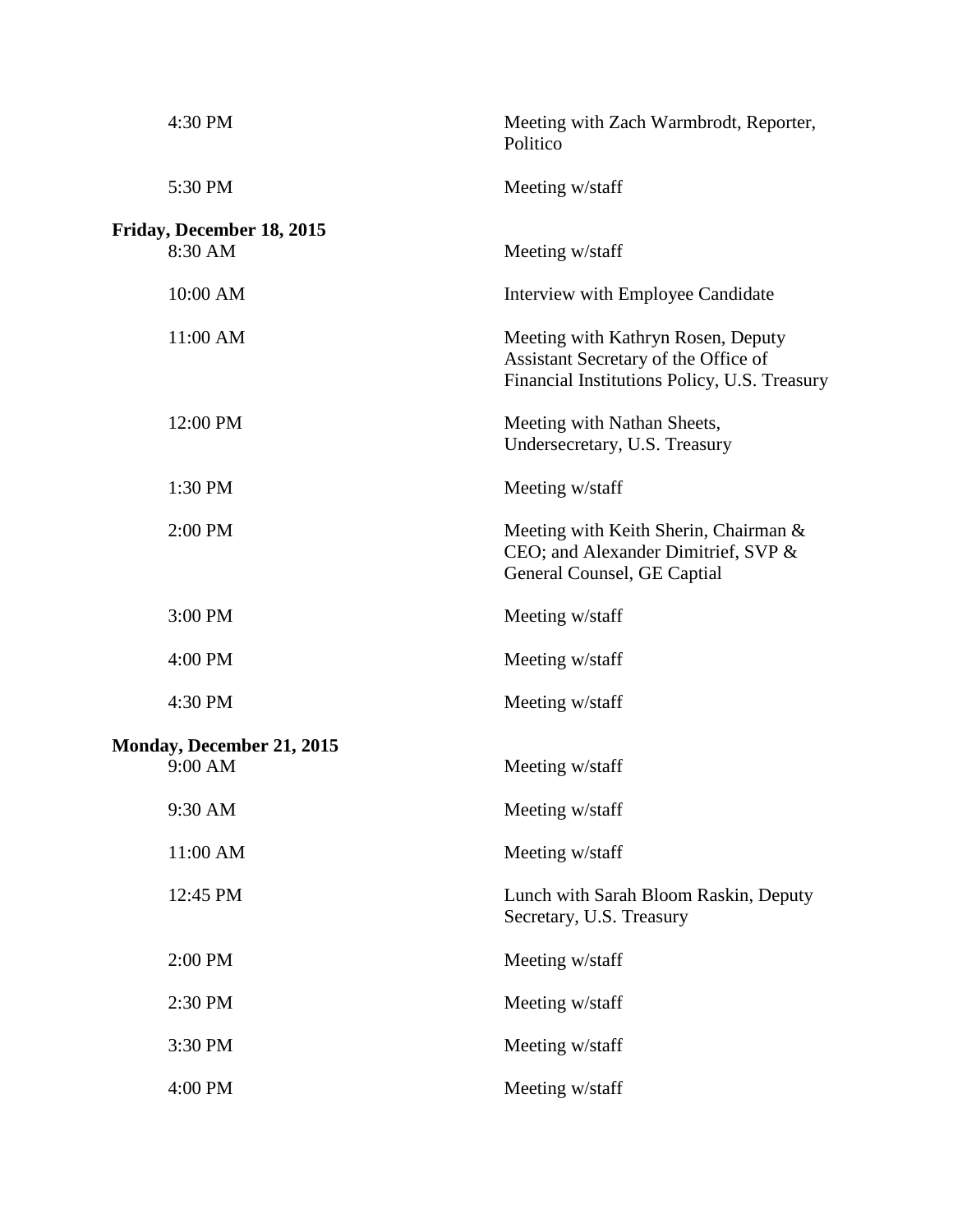| | |
|---|---|
| 4:30 PM | Meeting with Zach Warmbrodt, Reporter, Politico |
| 5:30 PM | Meeting w/staff |

**Friday, December 18, 2015**

| | |
|---|---|
| 8:30 AM | Meeting w/staff |
| 10:00 AM | Interview with Employee Candidate |
| 11:00 AM | Meeting with Kathryn Rosen, Deputy Assistant Secretary of the Office of Financial Institutions Policy, U.S. Treasury |
| 12:00 PM | Meeting with Nathan Sheets, Undersecretary, U.S. Treasury |
| 1:30 PM | Meeting w/staff |
| 2:00 PM | Meeting with Keith Sherin, Chairman & CEO; and Alexander Dimitrief, SVP & General Counsel, GE Captial |
| 3:00 PM | Meeting w/staff |
| 4:00 PM | Meeting w/staff |
| 4:30 PM | Meeting w/staff |

**Monday, December 21, 2015**

| | |
|---|---|
| 9:00 AM | Meeting w/staff |
| 9:30 AM | Meeting w/staff |
| 11:00 AM | Meeting w/staff |
| 12:45 PM | Lunch with Sarah Bloom Raskin, Deputy Secretary, U.S. Treasury |
| 2:00 PM | Meeting w/staff |
| 2:30 PM | Meeting w/staff |
| 3:30 PM | Meeting w/staff |
| 4:00 PM | Meeting w/staff |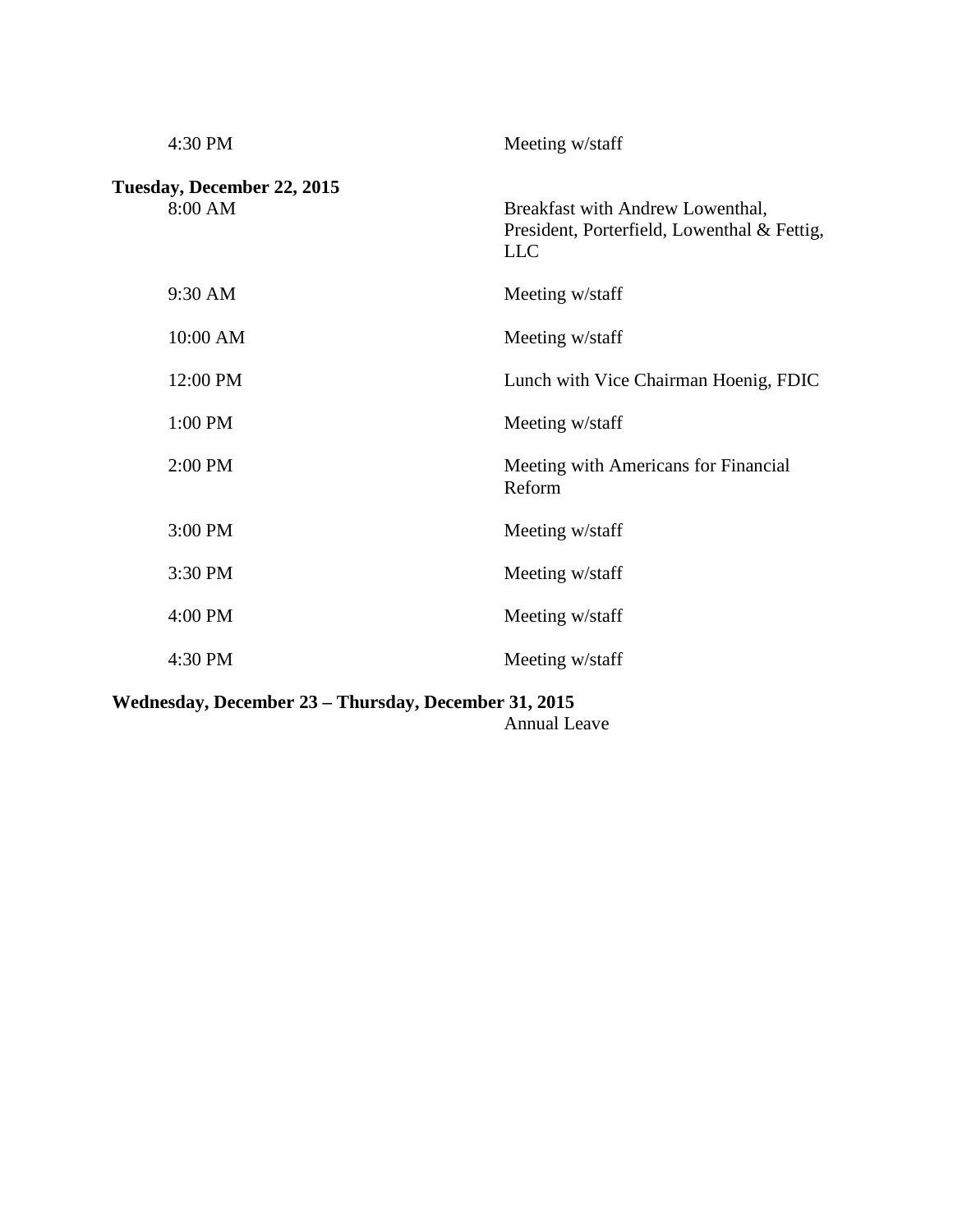| | |
|---|---|
| 4:30 PM | Meeting w/staff |

**Tuesday, December 22, 2015**

| | |
|---|---|
| 8:00 AM | Breakfast with Andrew Lowenthal, President, Porterfield, Lowenthal & Fettig, LLC |
| 9:30 AM | Meeting w/staff |
| 10:00 AM | Meeting w/staff |
| 12:00 PM | Lunch with Vice Chairman Hoenig, FDIC |
| 1:00 PM | Meeting w/staff |
| 2:00 PM | Meeting with Americans for Financial Reform |
| 3:00 PM | Meeting w/staff |
| 3:30 PM | Meeting w/staff |
| 4:00 PM | Meeting w/staff |
| 4:30 PM | Meeting w/staff |

**Wednesday, December 23 – Thursday, December 31, 2015**

Annual Leave